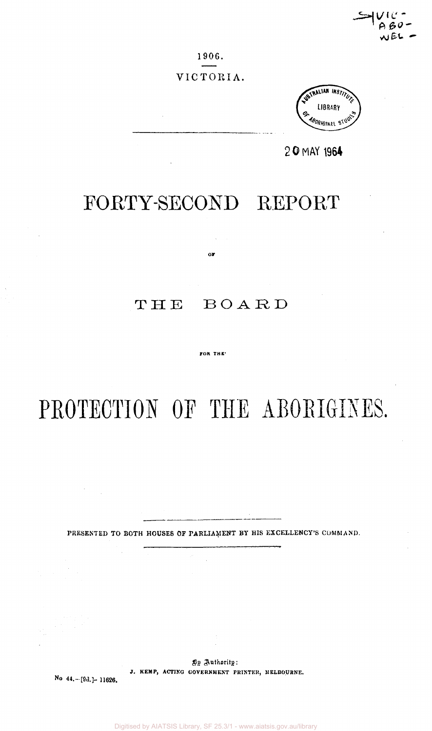1906.

VICTORIA.

# FORTY-SECOND REPORT

OF

## THE BOARD

FOR THE

# PROTECTION OF THE ABORIGINES.

PRESENTED TO BOTH HOUSES OF PARLIAMENT BY HIS EXCELLENCY'S COMMAND.

By Authority:
J. KEMP, ACTING GOVERNMENT PRINTER, MELBOURNE.

No 44.—[9d.]—11626.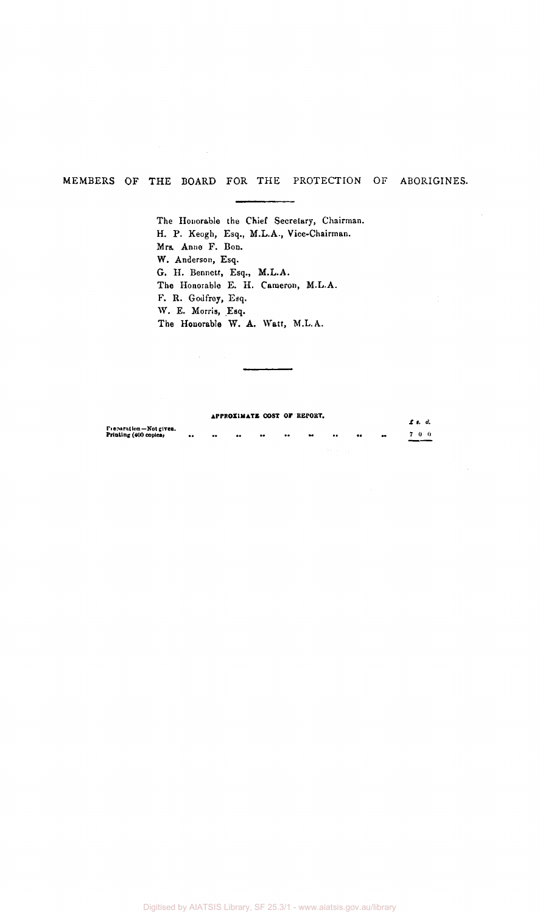## MEMBERS OF THE BOARD FOR THE PROTECTION OF ABORIGINES.

The Honorable the Chief Secretary, Chairman.
H. P. Keogh, Esq., M.L.A., Vice-Chairman.
Mrs. Anne F. Bon.
W. Anderson, Esq.
G. H. Bennett, Esq., M.L.A.
The Honorable E. H. Cameron, M.L.A.
F. R. Godfrey, Esq.
W. E. Morris, Esq.
The Honorable W. A. Watt, M.L.A.

---

**APPROXIMATE COST OF REPORT.**

| | £ s. d. |
|---|---|
| Preparation—Not given. | |
| Printing (400 copies) .. .. .. .. .. .. .. .. .. | 7 0 0 |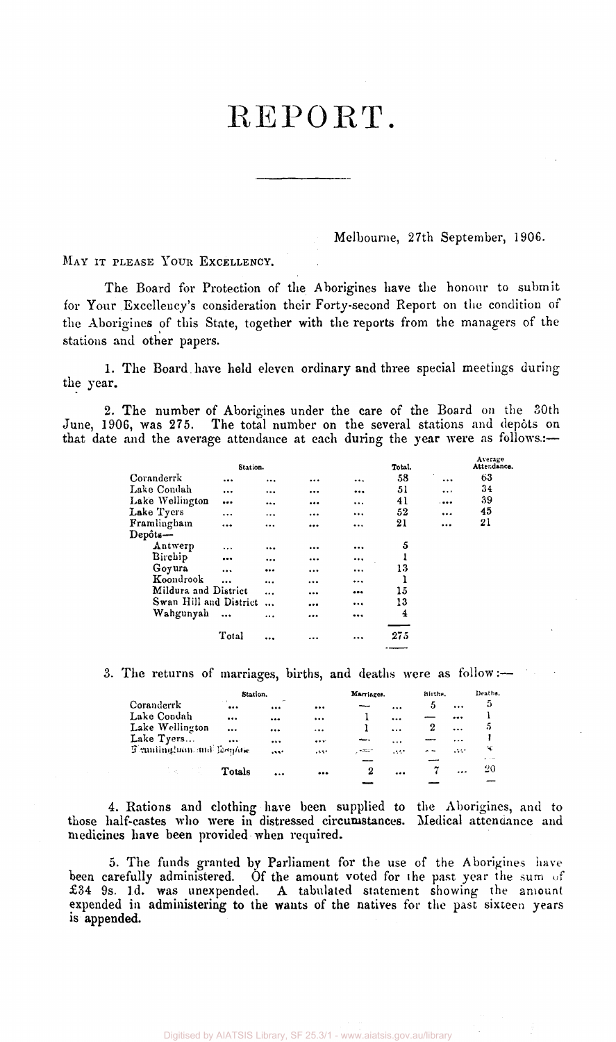# REPORT.

Melbourne, 27th September, 1906.

MAY IT PLEASE YOUR EXCELLENCY.

The Board for Protection of the Aborigines have the honour to submit for Your Excellency's consideration their Forty-second Report on the condition of the Aborigines of this State, together with the reports from the managers of the stations and other papers.

1. The Board have held eleven ordinary and three special meetings during the year.

2. The number of Aborigines under the care of the Board on the 30th June, 1906, was 275. The total number on the several stations and depôts on that date and the average attendance at each during the year were as follows:—

| Station. | Total. | Average Attendance. |
|---|---|---|
| Coranderrk | 58 | 63 |
| Lake Condah | 51 | 34 |
| Lake Wellington | 41 | 39 |
| Lake Tyers | 52 | 45 |
| Framlingham | 21 | 21 |
| Depôts— | | |
| Antwerp | 5 | |
| Birchip | 1 | |
| Goyura | 13 | |
| Koondrook | 1 | |
| Mildura and District | 15 | |
| Swan Hill and District | 13 | |
| Wahgunyah | 4 | |
| Total | 275 | |

3. The returns of marriages, births, and deaths were as follow:—

| Station. | Marriages. | Births. | Deaths. |
|---|---|---|---|
| Coranderrk | — | 5 | 5 |
| Lake Condah | 1 | — | 1 |
| Lake Wellington | 1 | 2 | 5 |
| Lake Tyers | — | — | 1 |
| Framlingham and Depôts | — | — | 8 |
| Totals | 2 | 7 | 20 |

4. Rations and clothing have been supplied to the Aborigines, and to those half-castes who were in distressed circumstances. Medical attendance and medicines have been provided when required.

5. The funds granted by Parliament for the use of the Aborigines have been carefully administered. Of the amount voted for the past year the sum of £34 9s. 1d. was unexpended. A tabulated statement showing the amount expended in administering to the wants of the natives for the past sixteen years is appended.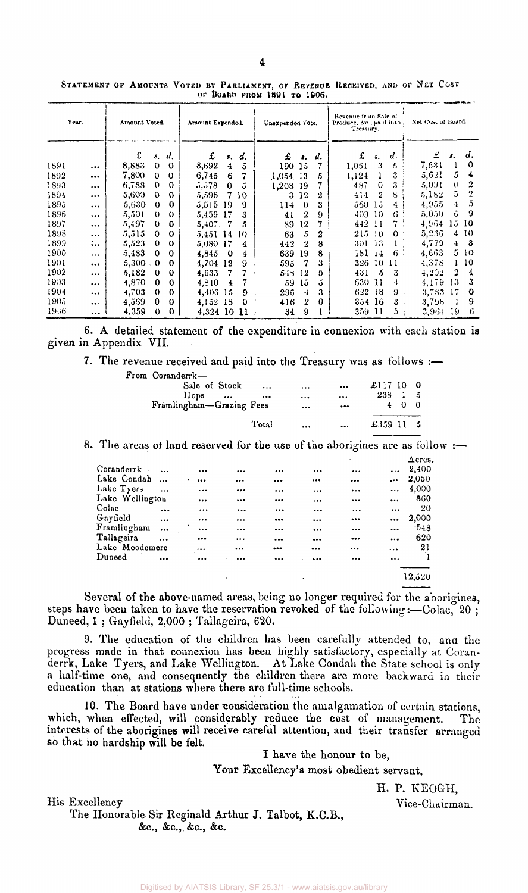STATEMENT OF AMOUNTS VOTED BY PARLIAMENT, OF REVENUE RECEIVED, AND OF NET COST OF BOARD FROM 1891 TO 1906.

| Year. | Amount Voted. | | | Amount Expended. | | | Unexpended Vote. | | | Revenue from Sale of Produce, &c., paid into Treasury. | | | Net Cost of Board. | | |
|---|---|---|---|---|---|---|---|---|---|---|---|---|---|---|---|
| | £ | s. | d. | £ | s. | d. | £ | s. | d. | £ | s. | d. | £ | s. | d. |
| 1891 ... | 8,883 | 0 | 0 | 8,692 | 4 | 5 | 190 | 15 | 7 | 1,051 | 3 | 5 | 7,631 | 1 | 0 |
| 1892 ... | 7,800 | 0 | 0 | 6,745 | 6 | 7 | 1,054 | 13 | 5 | 1,124 | 1 | 3 | 5,621 | 5 | 4 |
| 1893 ... | 6,788 | 0 | 0 | 5,578 | 0 | 5 | 1,208 | 19 | 7 | 487 | 0 | 3 | 5,091 | 0 | 2 |
| 1894 ... | 5,600 | 0 | 0 | 5,596 | 7 | 10 | 3 | 12 | 2 | 414 | 2 | 8 | 5,182 | 5 | 2 |
| 1895 ... | 5,630 | 0 | 0 | 5,515 | 19 | 9 | 114 | 0 | 3 | 560 | 15 | 4 | 4,955 | 4 | 5 |
| 1896 ... | 5,501 | 0 | 0 | 5,459 | 17 | 3 | 41 | 2 | 9 | 409 | 10 | 6 | 5,050 | 6 | 9 |
| 1897 ... | 5,497 | 0 | 0 | 5,407 | 7 | 5 | 89 | 12 | 7 | 442 | 11 | 7 | 4,964 | 15 | 10 |
| 1898 ... | 5,515 | 0 | 0 | 5,451 | 14 | 10 | 63 | 5 | 2 | 215 | 10 | 0 | 5,236 | 4 | 10 |
| 1899 ... | 5,523 | 0 | 0 | 5,080 | 17 | 4 | 442 | 2 | 8 | 301 | 13 | 1 | 4,779 | 4 | 3 |
| 1900 ... | 5,483 | 0 | 0 | 4,845 | 0 | 4 | 639 | 19 | 8 | 181 | 14 | 6 | 4,663 | 5 | 10 |
| 1901 ... | 5,300 | 0 | 0 | 4,704 | 12 | 9 | 595 | 7 | 3 | 326 | 10 | 11 | 4,378 | 1 | 10 |
| 1902 ... | 5,182 | 0 | 0 | 4,633 | 7 | 7 | 548 | 12 | 5 | 431 | 5 | 3 | 4,202 | 2 | 4 |
| 1903 ... | 4,870 | 0 | 0 | 4,810 | 4 | 7 | 59 | 15 | 5 | 630 | 11 | 4 | 4,179 | 13 | 3 |
| 1904 ... | 4,703 | 0 | 0 | 4,406 | 15 | 9 | 296 | 4 | 3 | 622 | 18 | 9 | 3,783 | 17 | 0 |
| 1905 ... | 4,569 | 0 | 0 | 4,152 | 18 | 0 | 416 | 2 | 0 | 354 | 16 | 3 | 3,798 | 1 | 9 |
| 1906 ... | 4,359 | 0 | 0 | 4,324 | 10 | 11 | 34 | 9 | 1 | 359 | 11 | 5 | 3,964 | 19 | 6 |

6. A detailed statement of the expenditure in connexion with each station is given in Appendix VII.

7. The revenue received and paid into the Treasury was as follows :—

| | |
|---|---|
| From Coranderrk— | |
| Sale of Stock ... ... ... | £117 10 0 |
| Hops ... ... ... ... | 238 1 5 |
| Framlingham—Grazing Fees ... ... | 4 0 0 |
| Total ... ... | £359 11 5 |

8. The areas of land reserved for the use of the aborigines are as follow :—

| | Acres. |
|---|---|
| Coranderrk ... | 2,400 |
| Lake Condah ... | 2,050 |
| Lake Tyers ... | 4,000 |
| Lake Wellington | 860 |
| Colac ... | 20 |
| Gayfield ... | 2,000 |
| Framlingham ... | 548 |
| Tallageira ... | 620 |
| Lake Moodemere | 21 |
| Duneed ... | 1 |
| | 12,520 |

Several of the above-named areas, being no longer required for the aborigines, steps have been taken to have the reservation revoked of the following:—Colac, 20 ; Duneed, 1 ; Gayfield, 2,000 ; Tallageira, 620.

9. The education of the children has been carefully attended to, and the progress made in that connexion has been highly satisfactory, especially at Coranderrk, Lake Tyers, and Lake Wellington. At Lake Condah the State school is only a half-time one, and consequently the children there are more backward in their education than at stations where there are full-time schools.

10. The Board have under consideration the amalgamation of certain stations, which, when effected, will considerably reduce the cost of management. The interests of the aborigines will receive careful attention, and their transfer arranged so that no hardship will be felt.

I have the honour to be,

Your Excellency's most obedient servant,

H. P. KEOGH,
Vice-Chairman.

His Excellency
The Honorable Sir Reginald Arthur J. Talbot, K.C.B.,
&c., &c., &c., &c.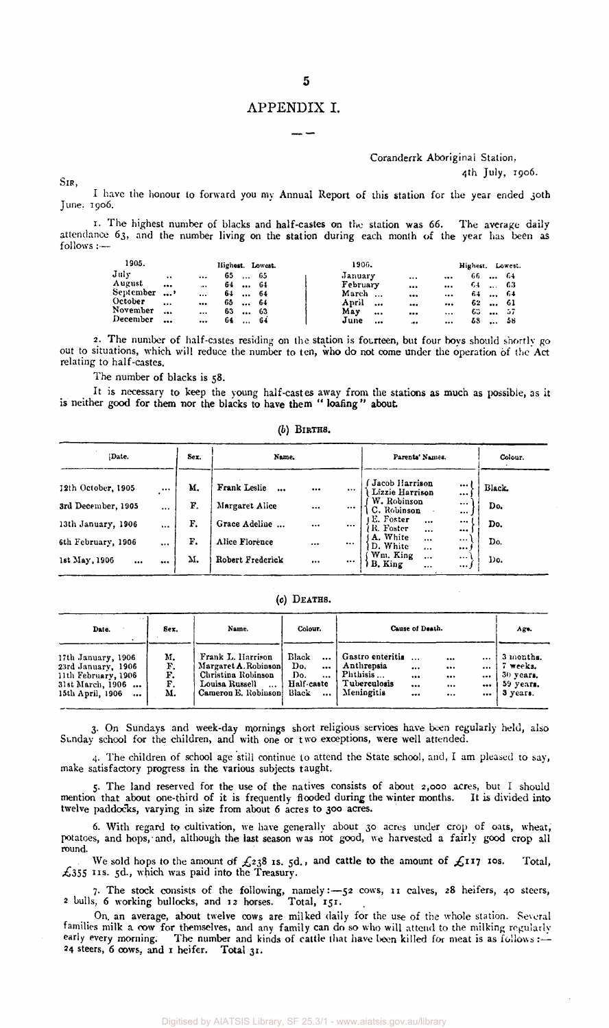# APPENDIX I.

Coranderrk Aboriginal Station,
4th July, 1906.

SIR,

I have the honour to forward you my Annual Report of this station for the year ended 30th June, 1906.

1. The highest number of blacks and half-castes on the station was 66. The average daily attendance 63, and the number living on the station during each month of the year has been as follows:—

| 1905. | Highest. | Lowest. | 1906. | Highest. | Lowest. |
|---|---|---|---|---|---|
| July ... ... | 65 | 65 | January ... ... | 66 | 64 |
| August ... ... | 64 | 64 | February ... ... | 64 | 63 |
| September ... ... | 64 | 64 | March ... ... ... | 64 | 64 |
| October ... ... | 65 | 64 | April ... ... ... | 62 | 61 |
| November ... ... | 63 | 63 | May ... ... ... | 63 | 57 |
| December ... ... | 64 | 64 | June ... ... ... | 58 | 58 |

2. The number of half-castes residing on the station is fourteen, but four boys should shortly go out to situations, which will reduce the number to ten, who do not come under the operation of the Act relating to half-castes.

The number of blacks is 58.

It is necessary to keep the young half-castes away from the stations as much as possible, as it is neither good for them nor the blacks to have them "loafing" about.

(b) BIRTHS.

| Date. | Sex. | Name. | Parents' Names. | Colour. |
|---|---|---|---|---|
| 12th October, 1905 ... | M. | Frank Leslie ... ... ... | Jacob Harrison ... / Lizzie Harrison ... | Black. |
| 3rd December, 1905 ... | F. | Margaret Alice ... ... | W. Robinson ... / C. Robinson ... | Do. |
| 13th January, 1906 ... | F. | Grace Adeline ... ... ... | E. Foster ... ... / R. Foster ... ... | Do. |
| 6th February, 1906 ... | F. | Alice Florence ... ... | A. White ... ... / D. White ... ... | Do. |
| 1st May, 1906 ... ... | M. | Robert Frederick ... ... | Wm. King ... ... / B. King ... ... | Do. |

(c) DEATHS.

| Date. | Sex. | Name. | Colour. | Cause of Death. | Age. |
|---|---|---|---|---|---|
| 17th January, 1906 | M. | Frank L. Harrison | Black ... | Gastro enteritis ... ... ... | 3 months. |
| 23rd January, 1906 | F. | Margaret A. Robinson | Do. ... | Anthrepsia ... ... ... | 7 weeks. |
| 11th February, 1906 | F. | Christina Robinson | Do. ... | Phthisis ... ... ... ... | 30 years. |
| 31st March, 1906 ... | F. | Louisa Russell ... | Half-caste | Tuberculosis ... ... ... | 59 years. |
| 15th April, 1906 ... | M. | Cameron E. Robinson | Black ... | Meningitis ... ... ... | 3 years. |

3. On Sundays and week-day mornings short religious services have been regularly held, also Sunday school for the children, and with one or two exceptions, were well attended.

4. The children of school age still continue to attend the State school, and, I am pleased to say, make satisfactory progress in the various subjects taught.

5. The land reserved for the use of the natives consists of about 2,000 acres, but I should mention that about one-third of it is frequently flooded during the winter months. It is divided into twelve paddocks, varying in size from about 6 acres to 300 acres.

6. With regard to cultivation, we have generally about 30 acres under crop of oats, wheat, potatoes, and hops, and, although the last season was not good, we harvested a fairly good crop all round.

We sold hops to the amount of £238 1s. 5d., and cattle to the amount of £117 10s. Total, £355 11s. 5d., which was paid into the Treasury.

7. The stock consists of the following, namely:—52 cows, 11 calves, 28 heifers, 40 steers, 2 bulls, 6 working bullocks, and 12 horses. Total, 151.

On an average, about twelve cows are milked daily for the use of the whole station. Several families milk a cow for themselves, and any family can do so who will attend to the milking regularly early every morning. The number and kinds of cattle that have been killed for meat is as follows:—24 steers, 6 cows, and 1 heifer. Total 31.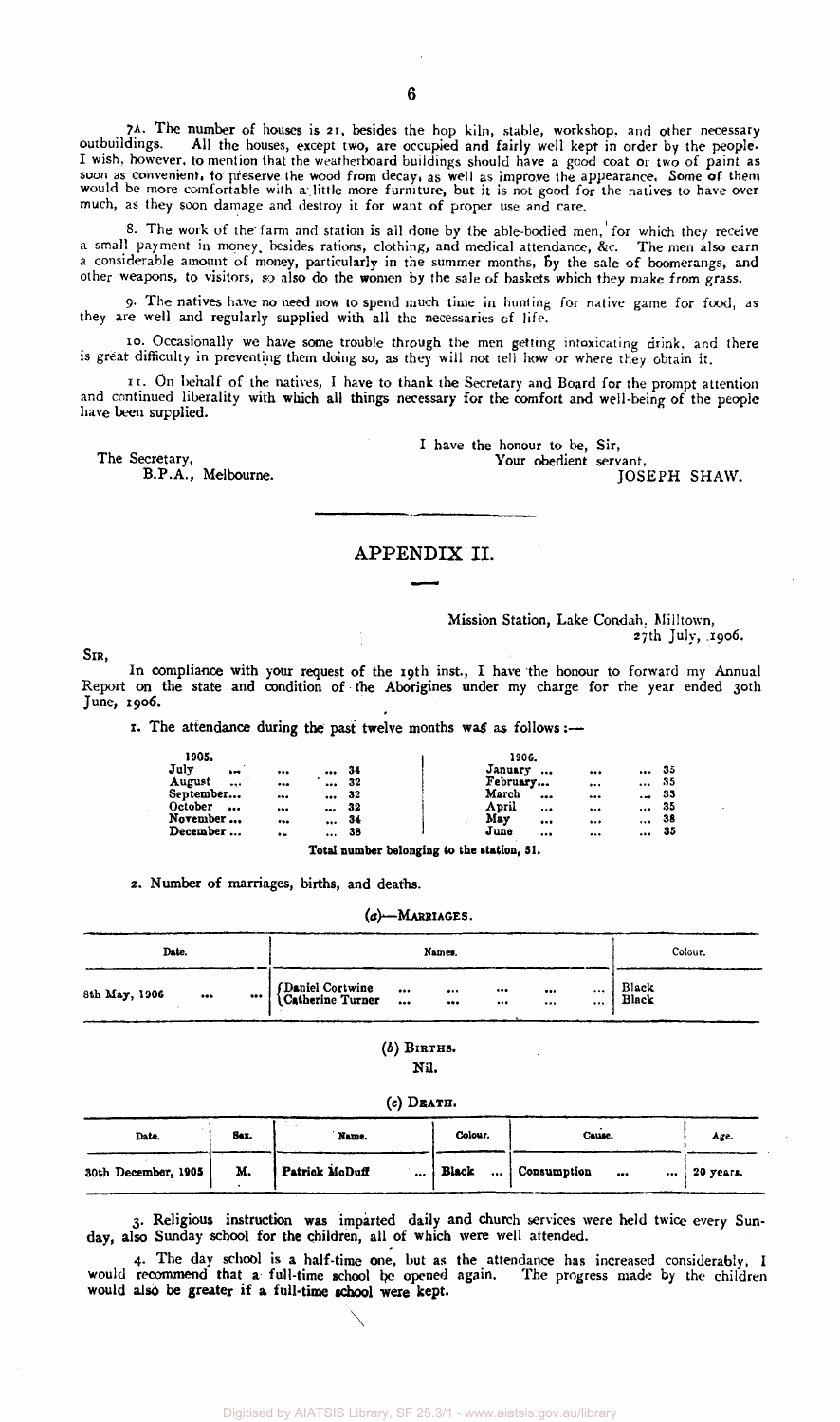7A. The number of houses is 21, besides the hop kiln, stable, workshop, and other necessary outbuildings. All the houses, except two, are occupied and fairly well kept in order by the people. I wish, however, to mention that the weatherboard buildings should have a good coat or two of paint as soon as convenient, to preserve the wood from decay, as well as improve the appearance. Some of them would be more comfortable with a little more furniture, but it is not good for the natives to have over much, as they soon damage and destroy it for want of proper use and care.

8. The work of the farm and station is all done by the able-bodied men, for which they receive a small payment in money, besides rations, clothing, and medical attendance, &c. The men also earn a considerable amount of money, particularly in the summer months, by the sale of boomerangs, and other weapons, to visitors, so also do the women by the sale of baskets which they make from grass.

9. The natives have no need now to spend much time in hunting for native game for food, as they are well and regularly supplied with all the necessaries of life.

10. Occasionally we have some trouble through the men getting intoxicating drink, and there is great difficulty in preventing them doing so, as they will not tell how or where they obtain it.

11. On behalf of the natives, I have to thank the Secretary and Board for the prompt attention and continued liberality with which all things necessary for the comfort and well-being of the people have been supplied.

I have the honour to be, Sir,
Your obedient servant,
JOSEPH SHAW.

The Secretary,
B.P.A., Melbourne.

## APPENDIX II.

Mission Station, Lake Condah, Milltown,
27th July, 1906.

SIR,

In compliance with your request of the 19th inst., I have the honour to forward my Annual Report on the state and condition of the Aborigines under my charge for the year ended 30th June, 1906.

1. The attendance during the past twelve months was as follows:—

| 1905. | | 1906. | |
|---|---|---|---|
| July ... ... ... | 34 | January ... ... ... | 35 |
| August ... ... ... | 32 | February... ... ... | 35 |
| September... ... ... | 32 | March ... ... ... | 33 |
| October ... ... ... | 32 | April ... ... ... | 35 |
| November ... ... ... | 34 | May ... ... ... | 38 |
| December ... ... ... | 38 | June ... ... ... | 35 |

Total number belonging to the station, 51.

2. Number of marriages, births, and deaths.

(a)—MARRIAGES.

| Date. | Names. | Colour. |
|---|---|---|
| 8th May, 1906 ... ... | Daniel Cortwine ... ... ... ... ... | Black |
| | Catherine Turner ... ... ... ... ... | Black |

(b) BIRTHS.

Nil.

(c) DEATH.

| Date. | Sex. | Name. | Colour. | Cause. | Age. |
|---|---|---|---|---|---|
| 30th December, 1905 | M. | Patrick McDuff ... | Black ... | Consumption ... ... | 20 years. |

3. Religious instruction was imparted daily and church services were held twice every Sunday, also Sunday school for the children, all of which were well attended.

4. The day school is a half-time one, but as the attendance has increased considerably, I would recommend that a full-time school be opened again. The progress made by the children would also be greater if a full-time school were kept.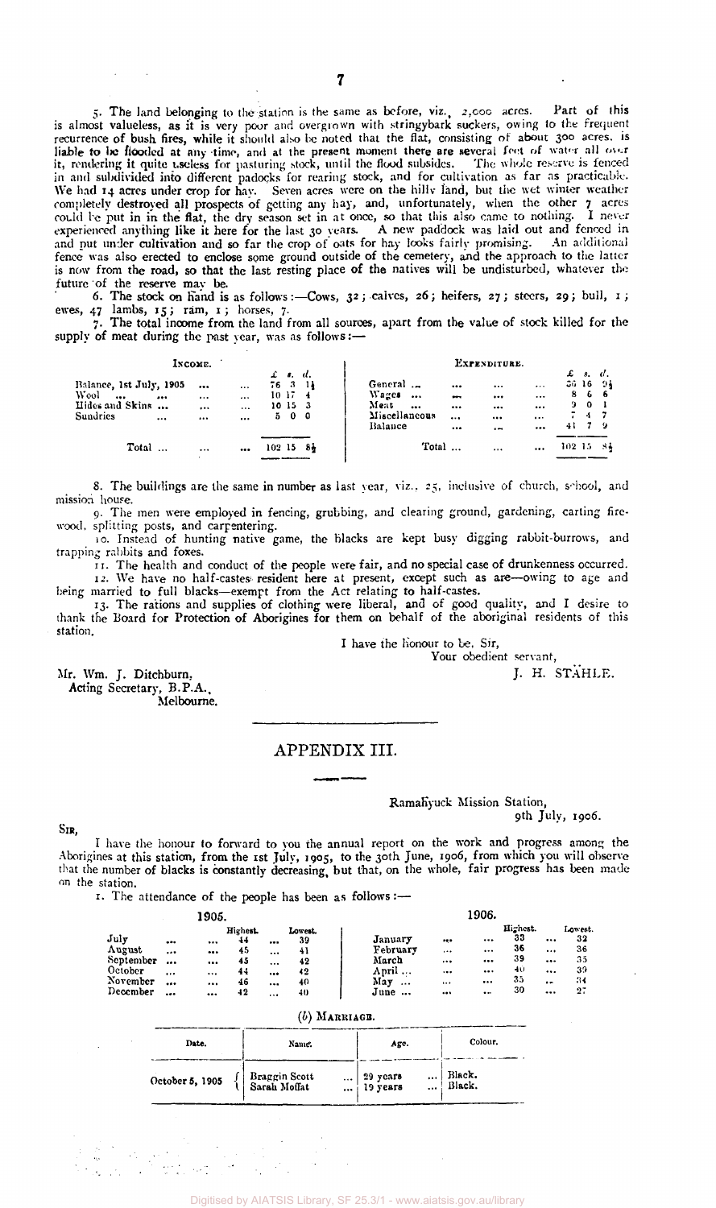5. The land belonging to the station is the same as before, viz., 2,000 acres. Part of this is almost valueless, as it is very poor and overgrown with stringybark suckers, owing to the frequent recurrence of bush fires, while it should also be noted that the flat, consisting of about 300 acres, is liable to be flooded at any time, and at the present moment there are several feet of water all over it, rendering it quite useless for pasturing stock, until the flood subsides. The whole reserve is fenced in and subdivided into different padocks for rearing stock, and for cultivation as far as practicable. We had 14 acres under crop for hay. Seven acres were on the hilly land, but the wet winter weather completely destroyed all prospects of getting any hay, and, unfortunately, when the other 7 acres could be put in in the flat, the dry season set in at once, so that this also came to nothing. I never experienced anything like it here for the last 30 years. A new paddock was laid out and fenced in and put under cultivation and so far the crop of oats for hay looks fairly promising. An additional fence was also erected to enclose some ground outside of the cemetery, and the approach to the latter is now from the road, so that the last resting place of the natives will be undisturbed, whatever the future of the reserve may be.

6. The stock on hand is as follows:—Cows, 32; calves, 26; heifers, 27; steers, 29; bull, 1; ewes, 47 lambs, 15; ram, 1; horses, 7.

7. The total income from the land from all sources, apart from the value of stock killed for the supply of meat during the past year, was as follows:—

| Income. | £ s. d. | Expenditure. | £ s. d. |
|---|---|---|---|
| Balance, 1st July, 1905 | 76 3 1½ | General | 36 16 9½ |
| Wool | 10 17 4 | Wages | 8 6 6 |
| Hides and Skins | 10 15 3 | Meat | 9 0 1 |
| Sundries | 5 0 0 | Miscellaneous | 7 4 7 |
| | | Balance | 41 7 9 |
| Total | 102 15 8½ | Total | 102 15 8½ |

8. The buildings are the same in number as last year, viz., 25, inclusive of church, school, and mission house.

9. The men were employed in fencing, grubbing, and clearing ground, gardening, carting firewood, splitting posts, and carpentering.

10. Instead of hunting native game, the blacks are kept busy digging rabbit-burrows, and trapping rabbits and foxes.

11. The health and conduct of the people were fair, and no special case of drunkenness occurred.

12. We have no half-castes resident here at present, except such as are—owing to age and being married to full blacks—exempt from the Act relating to half-castes.

13. The rations and supplies of clothing were liberal, and of good quality, and I desire to thank the Board for Protection of Aborigines for them on behalf of the aboriginal residents of this station.

I have the honour to be, Sir,
Your obedient servant,
J. H. STÄHLE.

Mr. Wm. J. Ditchburn,
Acting Secretary, B.P.A.,
Melbourne.

## APPENDIX III.

Ramahyuck Mission Station,
9th July, 1906.

Sir,

I have the honour to forward to you the annual report on the work and progress among the Aborigines at this station, from the 1st July, 1905, to the 30th June, 1906, from which you will observe that the number of blacks is constantly decreasing, but that, on the whole, fair progress has been made on the station.

1. The attendance of the people has been as follows:—

| 1905. | Highest. | Lowest. | 1906. | Highest. | Lowest. |
|---|---|---|---|---|---|
| July | 44 | 39 | January | 33 | 32 |
| August | 45 | 41 | February | 36 | 36 |
| September | 45 | 42 | March | 39 | 35 |
| October | 44 | 42 | April | 40 | 39 |
| November | 46 | 40 | May | 35 | 34 |
| December | 42 | 40 | June | 30 | 27 |

(b) Marriage.

| Date. | Name. | Age. | Colour. |
|---|---|---|---|
| October 5, 1905 | Braggin Scott | 29 years | Black. |
| | Sarah Moffat | 19 years | Black. |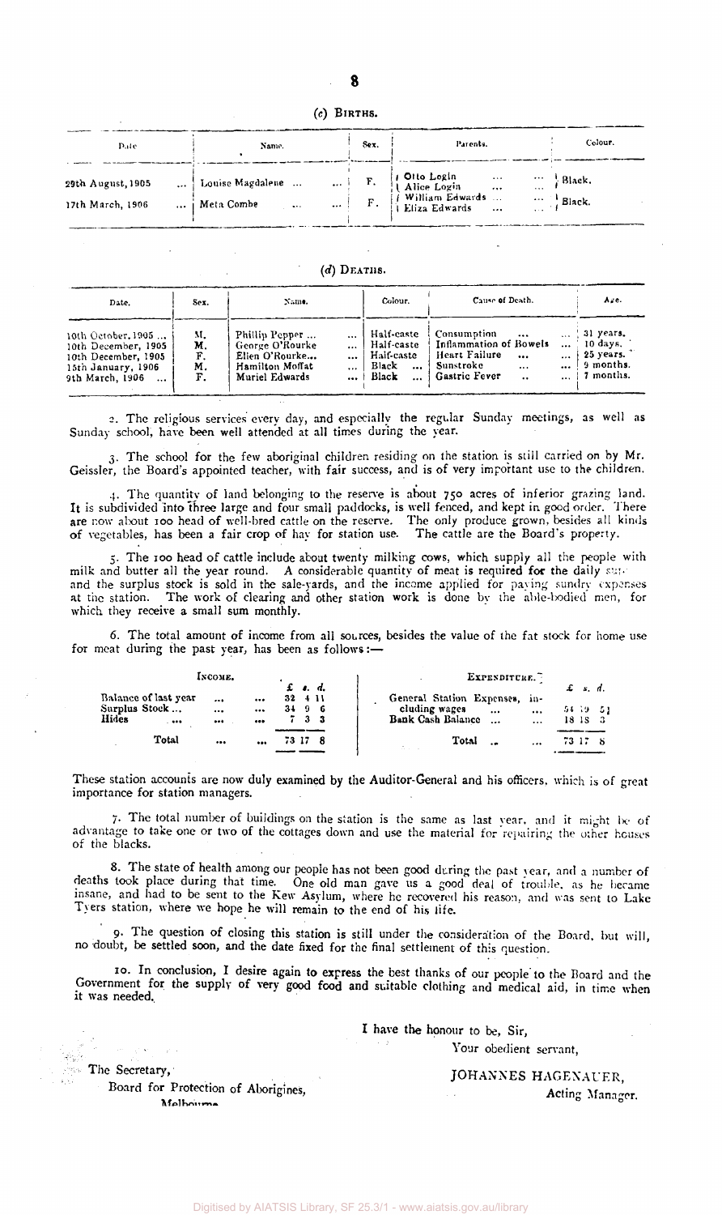### (c) Births.

| Date | Name. | Sex. | Parents. | Colour. |
|---|---|---|---|---|
| 29th August, 1905 ... | Louise Magdalene ... ... | F. | Otto Login ... ... / Alice Login ... ... | Black. |
| 17th March, 1906 ... | Meta Combe ... ... | F. | William Edwards ... ... / Eliza Edwards ... ... | Black. |

### (d) Deaths.

| Date. | Sex. | Name. | Colour. | Cause of Death. | Age. |
|---|---|---|---|---|---|
| 10th October, 1905 ... | M. | Phillip Pepper ... ... | Half-caste | Consumption ... ... | 31 years. |
| 10th December, 1905 | M. | George O'Rourke ... | Half-caste | Inflammation of Bowels ... | 10 days. |
| 10th December, 1905 | F. | Ellen O'Rourke... ... | Half-caste | Heart Failure ... ... | 25 years. |
| 15th January, 1906 | M. | Hamilton Moffat ... | Black ... | Sunstroke ... ... | 9 months. |
| 9th March, 1906 ... | F. | Muriel Edwards ... | Black ... | Gastric Fever .. ... | 7 months. |

2. The religious services every day, and especially the regular Sunday meetings, as well as Sunday school, have been well attended at all times during the year.

3. The school for the few aboriginal children residing on the station is still carried on by Mr. Geissler, the Board's appointed teacher, with fair success, and is of very important use to the children.

4. The quantity of land belonging to the reserve is about 750 acres of inferior grazing land. It is subdivided into three large and four small paddocks, is well fenced, and kept in good order. There are now about 100 head of well-bred cattle on the reserve. The only produce grown, besides all kinds of vegetables, has been a fair crop of hay for station use. The cattle are the Board's property.

5. The 100 head of cattle include about twenty milking cows, which supply all the people with milk and butter all the year round. A considerable quantity of meat is required for the daily sup- and the surplus stock is sold in the sale-yards, and the income applied for paying sundry expenses at the station. The work of clearing and other station work is done by the able-bodied men, for which they receive a small sum monthly.

6. The total amount of income from all sources, besides the value of the fat stock for home use for meat during the past year, has been as follows:—

| Income. | £ s. d. | Expenditure. | £ s. d. |
|---|---|---|---|
| Balance of last year ... ... | 32 4 11 | General Station Expenses, including wages ... ... | 54 19 5½ |
| Surplus Stock ... ... ... | 34 9 6 | Bank Cash Balance ... ... | 18 18 3 |
| Hides ... ... ... | 7 3 3 | | |
| Total ... ... | 73 17 8 | Total .. ... | 73 17 8 |

These station accounts are now duly examined by the Auditor-General and his officers, which is of great importance for station managers.

7. The total number of buildings on the station is the same as last year, and it might be of advantage to take one or two of the cottages down and use the material for repairing the other houses of the blacks.

8. The state of health among our people has not been good during the past year, and a number of deaths took place during that time. One old man gave us a good deal of trouble, as he became insane, and had to be sent to the Kew Asylum, where he recovered his reason, and was sent to Lake Tyers station, where we hope he will remain to the end of his life.

9. The question of closing this station is still under the consideration of the Board, but will, no doubt, be settled soon, and the date fixed for the final settlement of this question.

10. In conclusion, I desire again to express the best thanks of our people to the Board and the Government for the supply of very good food and suitable clothing and medical aid, in time when it was needed.

I have the honour to be, Sir,

Your obedient servant,

JOHANNES HAGENAUER,

Acting Manager.

The Secretary,

Board for Protection of Aborigines,

Melbourne.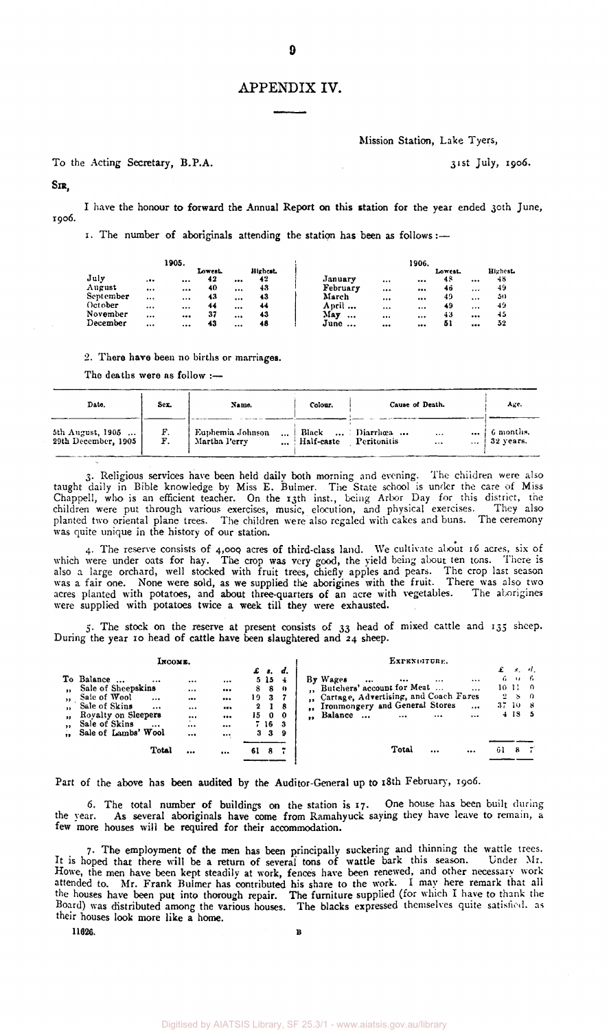# APPENDIX IV.

Mission Station, Lake Tyers,

To the Acting Secretary, B.P.A.

31st July, 1906.

SIR,

I have the honour to forward the Annual Report on this station for the year ended 30th June, 1906.

1. The number of aboriginals attending the station has been as follows:—

| 1905. | Lowest. | Highest. | 1906. | Lowest. | Highest. |
|---|---|---|---|---|---|
| July | 42 | 42 | January | 48 | 48 |
| August | 40 | 43 | February | 46 | 49 |
| September | 43 | 43 | March | 49 | 50 |
| October | 44 | 44 | April | 49 | 49 |
| November | 37 | 43 | May | 43 | 45 |
| December | 43 | 48 | June | 51 | 52 |

2. There have been no births or marriages.

The deaths were as follow:—

| Date. | Sex. | Name. | Colour. | Cause of Death. | Age. |
|---|---|---|---|---|---|
| 5th August, 1905 | F. | Euphemia Johnson | Black | Diarrhœa | 6 months. |
| 29th December, 1905 | F. | Martha Perry | Half-caste | Peritonitis | 32 years. |

3. Religious services have been held daily both morning and evening. The children were also taught daily in Bible knowledge by Miss E. Bulmer. The State school is under the care of Miss Chappell, who is an efficient teacher. On the 13th inst., being Arbor Day for this district, the children were put through various exercises, music, elocution, and physical exercises. They also planted two oriental plane trees. The children were also regaled with cakes and buns. The ceremony was quite unique in the history of our station.

4. The reserve consists of 4,000 acres of third-class land. We cultivate about 16 acres, six of which were under oats for hay. The crop was very good, the yield being about ten tons. There is also a large orchard, well stocked with fruit trees, chiefly apples and pears. The crop last season was a fair one. None were sold, as we supplied the aborigines with the fruit. There was also two acres planted with potatoes, and about three-quarters of an acre with vegetables. The aborigines were supplied with potatoes twice a week till they were exhausted.

5. The stock on the reserve at present consists of 33 head of mixed cattle and 135 sheep. During the year 10 head of cattle have been slaughtered and 24 sheep.

| INCOME. | £ | s. | d. | EXPENDITURE. | £ | s. | d. |
|---|---|---|---|---|---|---|---|
| To Balance ... | 5 | 15 | 4 | By Wages ... | 6 | 0 | 6 |
| " Sale of Sheepskins | 8 | 8 | 0 | " Butchers' account for Meat ... | 10 | 11 | 0 |
| " Sale of Wool | 19 | 3 | 7 | " Cartage, Advertising, and Coach Fares | 2 | 8 | 0 |
| " Sale of Skins | 2 | 1 | 8 | " Ironmongery and General Stores | 37 | 10 | 8 |
| " Royalty on Sleepers | 15 | 0 | 0 | " Balance ... | 4 | 18 | 5 |
| " Sale of Skins | 7 | 16 | 3 | | | | |
| " Sale of Lambs' Wool | 3 | 3 | 9 | | | | |
| Total ... | 61 | 8 | 7 | Total ... | 61 | 8 | 7 |

Part of the above has been audited by the Auditor-General up to 18th February, 1906.

6. The total number of buildings on the station is 17. One house has been built during the year. As several aboriginals have come from Ramahyuck saying they have leave to remain, a few more houses will be required for their accommodation.

7. The employment of the men has been principally suckering and thinning the wattle trees. It is hoped that there will be a return of several tons of wattle bark this season. Under Mr. Howe, the men have been kept steadily at work, fences have been renewed, and other necessary work attended to. Mr. Frank Bulmer has contributed his share to the work. I may here remark that all the houses have been put into thorough repair. The furniture supplied (for which I have to thank the Board) was distributed among the various houses. The blacks expressed themselves quite satisfied, as their houses look more like a home.

11626. B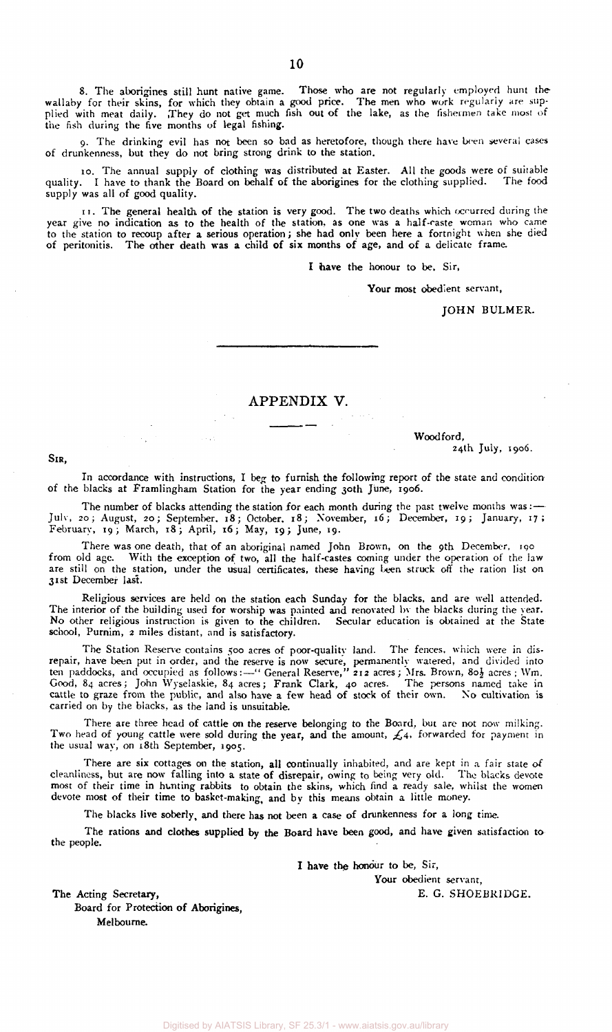8. The aborigines still hunt native game. Those who are not regularly employed hunt the wallaby for their skins, for which they obtain a good price. The men who work regularly are supplied with meat daily. They do not get much fish out of the lake, as the fishermen take most of the fish during the five months of legal fishing.

9. The drinking evil has not been so bad as heretofore, though there have been several cases of drunkenness, but they do not bring strong drink to the station.

10. The annual supply of clothing was distributed at Easter. All the goods were of suitable quality. I have to thank the Board on behalf of the aborigines for the clothing supplied. The food supply was all of good quality.

11. The general health of the station is very good. The two deaths which occurred during the year give no indication as to the health of the station, as one was a half-caste woman who came to the station to recoup after a serious operation; she had only been here a fortnight when she died of peritonitis. The other death was a child of six months of age, and of a delicate frame.

I have the honour to be, Sir,

Your most obedient servant,

JOHN BULMER.

---

## APPENDIX V.

Woodford,
24th July, 1906.

SIR,

In accordance with instructions, I beg to furnish the following report of the state and condition of the blacks at Framlingham Station for the year ending 30th June, 1906.

The number of blacks attending the station for each month during the past twelve months was:—July, 20; August, 20; September, 18; October, 18; November, 16; December, 19; January, 17; February, 19; March, 18; April, 16; May, 19; June, 19.

There was one death, that of an aboriginal named John Brown, on the 9th December, 190 from old age. With the exception of two, all the half-castes coming under the operation of the law are still on the station, under the usual certificates, these having been struck off the ration list on 31st December last.

Religious services are held on the station each Sunday for the blacks, and are well attended. The interior of the building used for worship was painted and renovated by the blacks during the year. No other religious instruction is given to the children. Secular education is obtained at the State school, Purnim, 2 miles distant, and is satisfactory.

The Station Reserve contains 500 acres of poor-quality land. The fences, which were in disrepair, have been put in order, and the reserve is now secure, permanently watered, and divided into ten paddocks, and occupied as follows:—"General Reserve," 212 acres; Mrs. Brown, 80½ acres; Wm. Good, 84 acres; John Wyselaskie, 84 acres; Frank Clark, 40 acres. The persons named take in cattle to graze from the public, and also have a few head of stock of their own. No cultivation is carried on by the blacks, as the land is unsuitable.

There are three head of cattle on the reserve belonging to the Board, but are not now milking. Two head of young cattle were sold during the year, and the amount, £4, forwarded for payment in the usual way, on 18th September, 1905.

There are six cottages on the station, all continually inhabited, and are kept in a fair state of cleanliness, but are now falling into a state of disrepair, owing to being very old. The blacks devote most of their time in hunting rabbits to obtain the skins, which find a ready sale, whilst the women devote most of their time to basket-making, and by this means obtain a little money.

The blacks live soberly, and there has not been a case of drunkenness for a long time.

The rations and clothes supplied by the Board have been good, and have given satisfaction to the people.

I have the honour to be, Sir,

Your obedient servant,

E. G. SHOEBRIDGE.

The Acting Secretary,
Board for Protection of Aborigines,
Melbourne.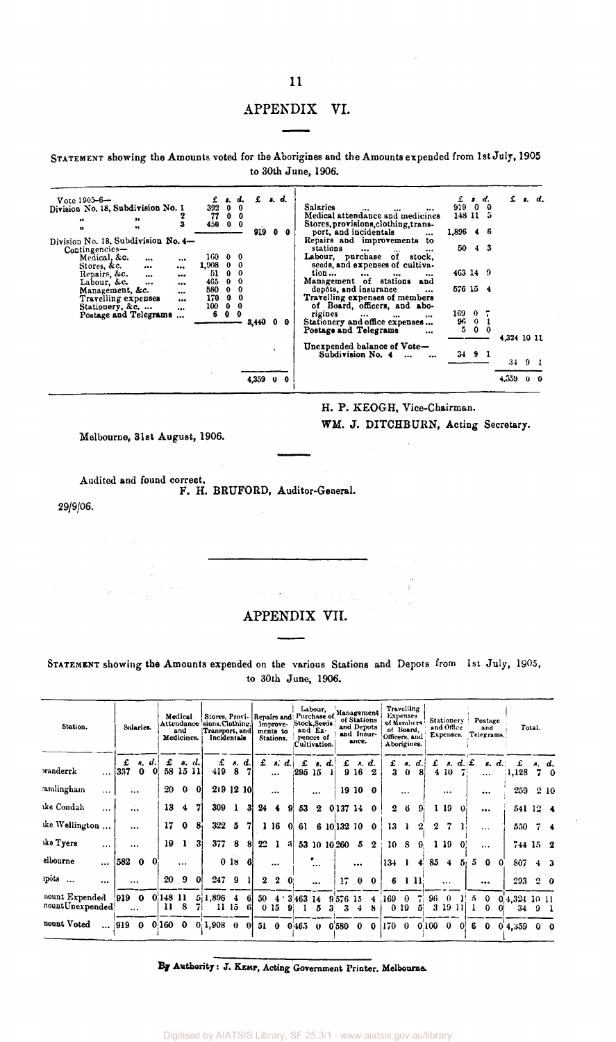# APPENDIX VI.

STATEMENT showing the Amounts voted for the Aborigines and the Amounts expended from 1st July, 1905 to 30th June, 1906.

| | £ s. d. | £ s. d. | | £ s. d. | £ s. d. |
|---|---|---|---|---|---|
| Vote 1905–6— | | | Salaries ... ... ... | 919 0 0 | |
| Division No. 18, Subdivision No. 1 | 392 0 0 | | Medical attendance and medicines | 148 11 5 | |
| " " 2 | 77 0 0 | | Stores, provisions, clothing, transport, and incidentals ... | 1,896 4 6 | |
| " " 3 | 450 0 0 | 919 0 0 | Repairs and improvements to stations ... ... ... | 50 4 3 | |
| Division No. 18, Subdivision No. 4— | | | Labour, purchase of stock, seeds, and expenses of cultivation ... ... ... | 463 14 9 | |
| Contingencies— | | | Management of stations and depôts, and insurance ... | 576 15 4 | |
| Medical, &c. ... ... | 160 0 0 | | Travelling expenses of members of Board, officers, and aborigines ... ... ... | 169 0 7 | |
| Stores, &c. ... ... | 1,908 0 0 | | Stationery and office expenses ... | 96 0 1 | |
| Repairs, &c. ... ... | 51 0 0 | | Postage and Telegrams ... | 5 0 0 | |
| Labour, &c. ... ... | 465 0 0 | | | | 4,324 10 11 |
| Management, &c. ... | 580 0 0 | | Unexpended balance of Vote— | | |
| Travelling expenses ... | 170 0 0 | | Subdivision No. 4 ... ... | 34 9 1 | |
| Stationery, &c. ... ... | 100 0 0 | | | | 34 9 1 |
| Postage and Telegrams ... | 6 0 0 | 3,440 0 0 | | | |
| | | 4,359 0 0 | | | 4,359 0 0 |

H. P. KEOGH, Vice-Chairman.

WM. J. DITCHBURN, Acting Secretary.

Melbourne, 31st August, 1906.

Audited and found correct,

F. H. BRUFORD, Auditor-General.

29/9/06.

# APPENDIX VII.

STATEMENT showing the Amounts expended on the various Stations and Depots from 1st July, 1905, to 30th June, 1906.

| Station. | Salaries. | Medical Attendance and Medicines. | Stores, Provisions, Clothing, Transport, and Incidentals | Repairs and Improvements to Stations. | Labour, Purchase of Stock, Seeds and Expences of Cultivation. | Management of Stations and Depots and Insurance. | Travelling Expenses of Members of Board, Officers, and Aborigines. | Stationery and Office Expenses. | Postage and Telegrams. | Total. |
|---|---|---|---|---|---|---|---|---|---|---|
| | £ s. d. | £ s. d. | £ s. d. | £ s. d. | £ s. d. | £ s. d. | £ s. d. | £ s. d. | £ s. d. | £ s. d. |
| ...randerrk ... | 337 0 0 | 58 15 11 | 419 8 7 | ... | 295 15 1 | 9 16 2 | 3 0 8 | 4 10 7 | ... | 1,128 7 0 |
| ...amlingham ... | ... | 20 0 0 | 219 12 10 | ... | ... | 19 10 0 | ... | ... | ... | 259 2 10 |
| ...ke Condah ... | ... | 13 4 7 | 309 1 3 | 24 4 9 | 53 2 0 | 137 14 0 | 2 6 9 | 1 19 0 | ... | 541 12 4 |
| ...ke Wellington ... | ... | 17 0 8 | 322 5 7 | 1 16 0 | 61 6 10 | 132 10 0 | 13 1 2 | 2 7 1 | ... | 550 7 4 |
| ...ke Tyers ... | ... | 19 1 3 | 377 8 8 | 22 1 3 | 53 10 10 | 260 5 2 | 10 8 9 | 1 19 0 | ... | 744 15 2 |
| ...elbourne ... | 582 0 0 | ... | 0 18 6 | ... | ... | ... | 134 1 4 | 85 4 5 | 5 0 0 | 807 4 3 |
| ...pôts ... ... | ... | 20 9 0 | 247 9 1 | 2 2 0 | ... | 17 0 0 | 6 1 11 | ... | ... | 293 2 0 |
| ...nount Expended | 919 0 0 | 148 11 5 | 1,896 4 6 | 50 4 3 | 463 14 9 | 576 15 4 | 169 0 7 | 96 0 1 | 5 0 0 | 4,324 10 11 |
| ...nount Unexpended | ... | 11 8 7 | 11 15 6 | 0 15 9 | 1 5 3 | 3 4 8 | 0 19 5 | 3 19 11 | 1 0 0 | 34 9 1 |
| ...nount Voted ... | 919 0 0 | 160 0 0 | 1,908 0 0 | 51 0 0 | 465 0 0 | 580 0 0 | 170 0 0 | 100 0 0 | 6 0 0 | 4,359 0 0 |

By Authority: J. KEMP, Acting Government Printer. Melbourne.